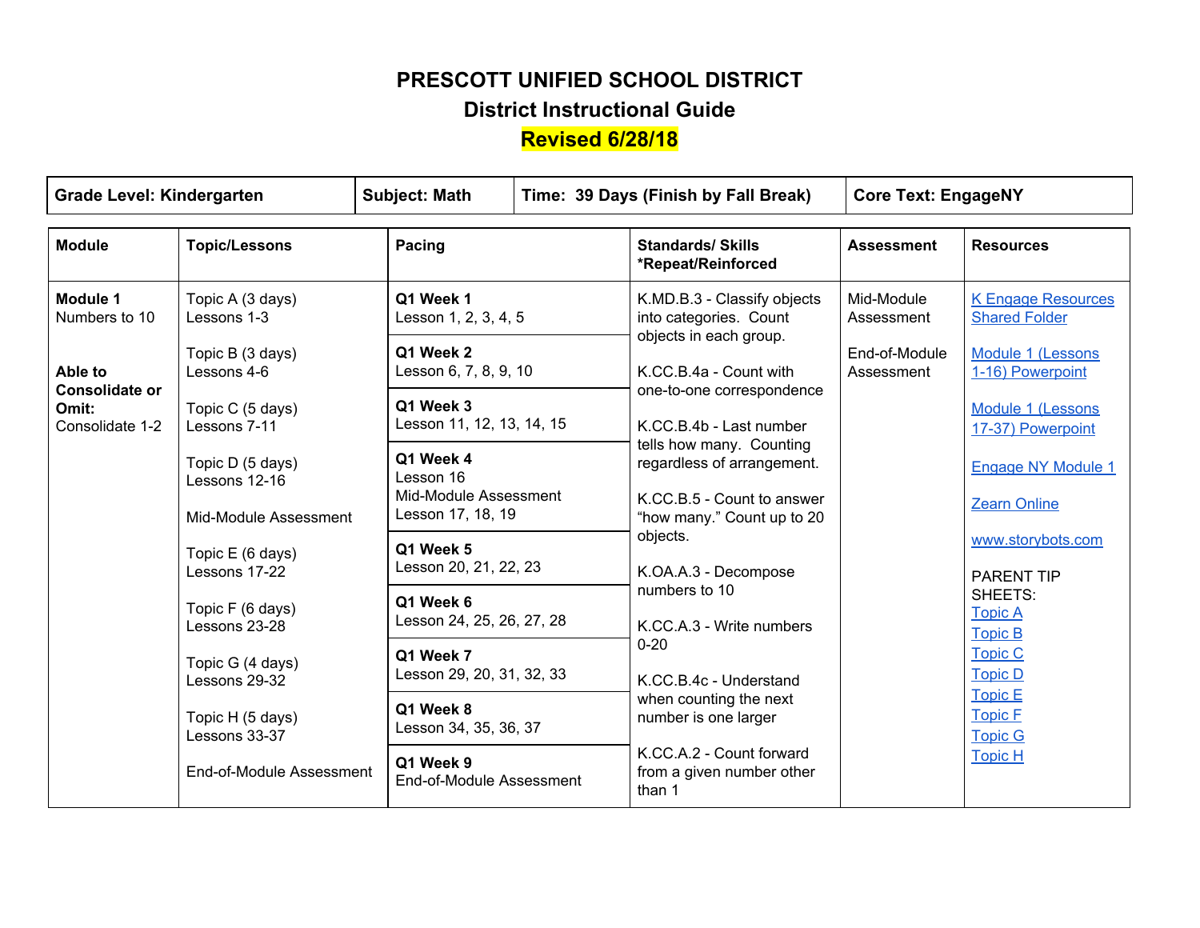# PRESCOTT UNIFIED SCHOOL DISTRICT

## District Instructional Guide

## Revised 6/28/18

| Grade Level: Kindergarten | Subject: Math | Time: 39 Days (Finish by Fall Break) | Core Text: EngageNY |
|---|---|---|---|

| Module | Topic/Lessons | Pacing | Standards/ Skills *Repeat/Reinforced | Assessment | Resources |
|---|---|---|---|---|---|
| **Module 1** Numbers to 10<br><br>**Able to Consolidate or Omit:** Consolidate 1-2 | Topic A (3 days) Lessons 1-3<br><br>Topic B (3 days) Lessons 4-6<br><br>Topic C (5 days) Lessons 7-11<br><br>Topic D (5 days) Lessons 12-16<br><br>Mid-Module Assessment<br><br>Topic E (6 days) Lessons 17-22<br><br>Topic F (6 days) Lessons 23-28<br><br>Topic G (4 days) Lessons 29-32<br><br>Topic H (5 days) Lessons 33-37<br><br>End-of-Module Assessment | **Q1 Week 1** Lesson 1, 2, 3, 4, 5<br><br>**Q1 Week 2** Lesson 6, 7, 8, 9, 10<br><br>**Q1 Week 3** Lesson 11, 12, 13, 14, 15<br><br>**Q1 Week 4** Lesson 16 Mid-Module Assessment Lesson 17, 18, 19<br><br>**Q1 Week 5** Lesson 20, 21, 22, 23<br><br>**Q1 Week 6** Lesson 24, 25, 26, 27, 28<br><br>**Q1 Week 7** Lesson 29, 20, 31, 32, 33<br><br>**Q1 Week 8** Lesson 34, 35, 36, 37<br><br>**Q1 Week 9** End-of-Module Assessment | K.MD.B.3 - Classify objects into categories. Count objects in each group.<br><br>K.CC.B.4a - Count with one-to-one correspondence<br><br>K.CC.B.4b - Last number tells how many. Counting regardless of arrangement.<br><br>K.CC.B.5 - Count to answer "how many." Count up to 20 objects.<br><br>K.OA.A.3 - Decompose numbers to 10<br><br>K.CC.A.3 - Write numbers 0-20<br><br>K.CC.B.4c - Understand when counting the next number is one larger<br><br>K.CC.A.2 - Count forward from a given number other than 1 | Mid-Module Assessment<br><br>End-of-Module Assessment | K Engage Resources Shared Folder<br><br>Module 1 (Lessons 1-16) Powerpoint<br><br>Module 1 (Lessons 17-37) Powerpoint<br><br>Engage NY Module 1<br><br>Zearn Online<br><br>www.storybots.com<br><br>PARENT TIP SHEETS:<br>Topic A<br>Topic B<br>Topic C<br>Topic D<br>Topic E<br>Topic F<br>Topic G<br>Topic H |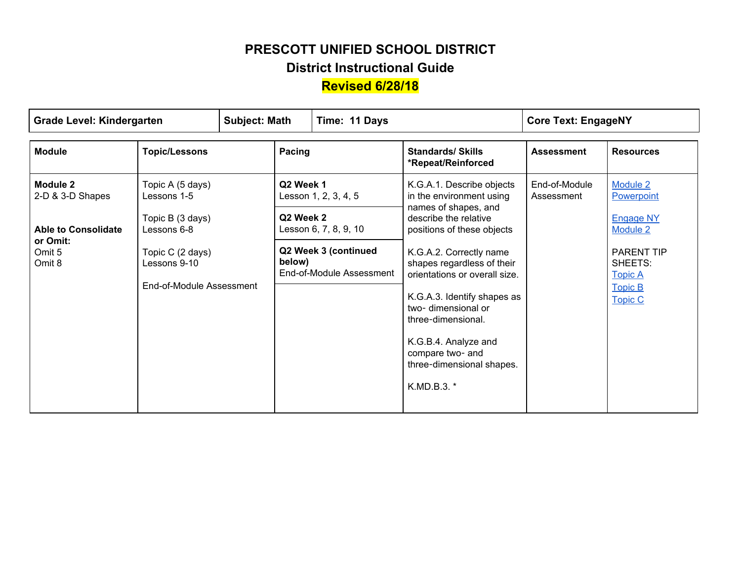# PRESCOTT UNIFIED SCHOOL DISTRICT

## District Instructional Guide

## Revised 6/28/18

| Grade Level: Kindergarten | Subject: Math | Time: 11 Days | Core Text: EngageNY |
|---|---|---|---|

| Module | Topic/Lessons | Pacing | Standards/ Skills *Repeat/Reinforced | Assessment | Resources |
|---|---|---|---|---|---|
| **Module 2**<br>2-D & 3-D Shapes<br><br>**Able to Consolidate or Omit:**<br>Omit 5<br>Omit 8 | Topic A (5 days)<br>Lessons 1-5<br><br>Topic B (3 days)<br>Lessons 6-8<br><br>Topic C (2 days)<br>Lessons 9-10<br><br>End-of-Module Assessment | **Q2 Week 1**<br>Lesson 1, 2, 3, 4, 5<br><br>**Q2 Week 2**<br>Lesson 6, 7, 8, 9, 10<br><br>**Q2 Week 3 (continued below)**<br>End-of-Module Assessment | K.G.A.1. Describe objects in the environment using names of shapes, and describe the relative positions of these objects<br><br>K.G.A.2. Correctly name shapes regardless of their orientations or overall size.<br><br>K.G.A.3. Identify shapes as two- dimensional or three-dimensional.<br><br>K.G.B.4. Analyze and compare two- and three-dimensional shapes.<br><br>K.MD.B.3. * | End-of-Module Assessment | Module 2 Powerpoint<br><br>Engage NY Module 2<br><br>PARENT TIP SHEETS:<br>Topic A<br>Topic B<br>Topic C |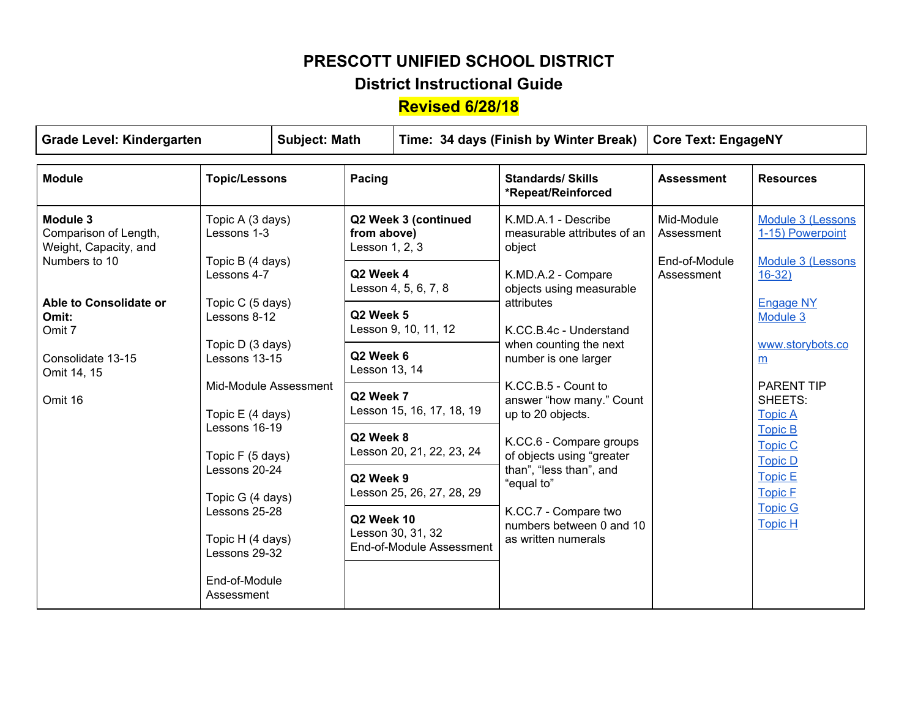# PRESCOTT UNIFIED SCHOOL DISTRICT

## District Instructional Guide

## Revised 6/28/18

| Grade Level: Kindergarten | Subject: Math | Time: 34 days (Finish by Winter Break) | Core Text: EngageNY |
|---|---|---|---|

| Module | Topic/Lessons | Pacing | Standards/ Skills *Repeat/Reinforced | Assessment | Resources |
|---|---|---|---|---|---|
| **Module 3**<br>Comparison of Length, Weight, Capacity, and Numbers to 10<br><br>**Able to Consolidate or Omit:**<br>Omit 7<br><br>Consolidate 13-15<br>Omit 14, 15<br><br>Omit 16 | Topic A (3 days)<br>Lessons 1-3<br><br>Topic B (4 days)<br>Lessons 4-7<br><br>Topic C (5 days)<br>Lessons 8-12<br><br>Topic D (3 days)<br>Lessons 13-15<br><br>Mid-Module Assessment<br><br>Topic E (4 days)<br>Lessons 16-19<br><br>Topic F (5 days)<br>Lessons 20-24<br><br>Topic G (4 days)<br>Lessons 25-28<br><br>Topic H (4 days)<br>Lessons 29-32<br><br>End-of-Module Assessment | **Q2 Week 3 (continued from above)**<br>Lesson 1, 2, 3<br><br>**Q2 Week 4**<br>Lesson 4, 5, 6, 7, 8<br><br>**Q2 Week 5**<br>Lesson 9, 10, 11, 12<br><br>**Q2 Week 6**<br>Lesson 13, 14<br><br>**Q2 Week 7**<br>Lesson 15, 16, 17, 18, 19<br><br>**Q2 Week 8**<br>Lesson 20, 21, 22, 23, 24<br><br>**Q2 Week 9**<br>Lesson 25, 26, 27, 28, 29<br><br>**Q2 Week 10**<br>Lesson 30, 31, 32<br>End-of-Module Assessment | K.MD.A.1 - Describe measurable attributes of an object<br><br>K.MD.A.2 - Compare objects using measurable attributes<br><br>K.CC.B.4c - Understand when counting the next number is one larger<br><br>K.CC.B.5 - Count to answer "how many." Count up to 20 objects.<br><br>K.CC.6 - Compare groups of objects using "greater than", "less than", and "equal to"<br><br>K.CC.7 - Compare two numbers between 0 and 10 as written numerals | Mid-Module Assessment<br><br>End-of-Module Assessment | Module 3 (Lessons 1-15) Powerpoint<br><br>Module 3 (Lessons 16-32)<br><br>Engage NY Module 3<br><br>www.storybots.com<br><br>PARENT TIP SHEETS:<br>Topic A<br>Topic B<br>Topic C<br>Topic D<br>Topic E<br>Topic F<br>Topic G<br>Topic H |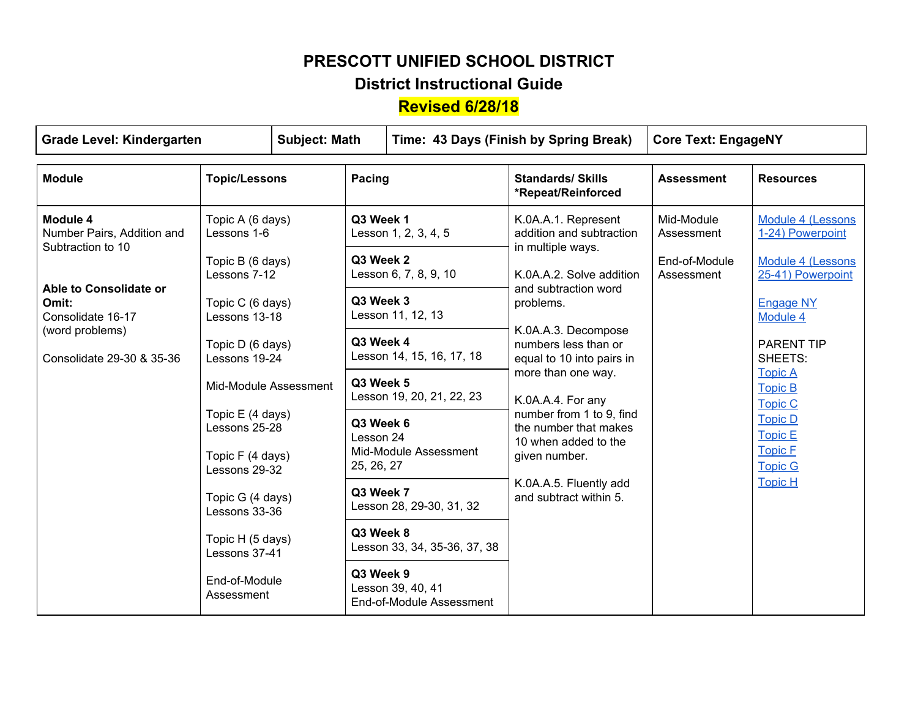# PRESCOTT UNIFIED SCHOOL DISTRICT

## District Instructional Guide

## Revised 6/28/18

| Grade Level: Kindergarten | Subject: Math | Time: 43 Days (Finish by Spring Break) | Core Text: EngageNY |
|---|---|---|---|

| Module | Topic/Lessons | Pacing | Standards/ Skills *Repeat/Reinforced | Assessment | Resources |
|---|---|---|---|---|---|
| **Module 4**<br>Number Pairs, Addition and Subtraction to 10<br><br>**Able to Consolidate or Omit:**<br>Consolidate 16-17 (word problems)<br><br>Consolidate 29-30 & 35-36 | Topic A (6 days)<br>Lessons 1-6<br><br>Topic B (6 days)<br>Lessons 7-12<br><br>Topic C (6 days)<br>Lessons 13-18<br><br>Topic D (6 days)<br>Lessons 19-24<br><br>Mid-Module Assessment<br><br>Topic E (4 days)<br>Lessons 25-28<br><br>Topic F (4 days)<br>Lessons 29-32<br><br>Topic G (4 days)<br>Lessons 33-36<br><br>Topic H (5 days)<br>Lessons 37-41<br><br>End-of-Module Assessment | **Q3 Week 1**<br>Lesson 1, 2, 3, 4, 5<br><br>**Q3 Week 2**<br>Lesson 6, 7, 8, 9, 10<br><br>**Q3 Week 3**<br>Lesson 11, 12, 13<br><br>**Q3 Week 4**<br>Lesson 14, 15, 16, 17, 18<br><br>**Q3 Week 5**<br>Lesson 19, 20, 21, 22, 23<br><br>**Q3 Week 6**<br>Lesson 24<br>Mid-Module Assessment<br>25, 26, 27<br><br>**Q3 Week 7**<br>Lesson 28, 29-30, 31, 32<br><br>**Q3 Week 8**<br>Lesson 33, 34, 35-36, 37, 38<br><br>**Q3 Week 9**<br>Lesson 39, 40, 41<br>End-of-Module Assessment | K.0A.A.1. Represent addition and subtraction in multiple ways.<br><br>K.0A.A.2. Solve addition and subtraction word problems.<br><br>K.0A.A.3. Decompose numbers less than or equal to 10 into pairs in more than one way.<br><br>K.0A.A.4. For any number from 1 to 9, find the number that makes 10 when added to the given number.<br><br>K.0A.A.5. Fluently add and subtract within 5. | Mid-Module Assessment<br><br>End-of-Module Assessment | Module 4 (Lessons 1-24) Powerpoint<br><br>Module 4 (Lessons 25-41) Powerpoint<br><br>Engage NY Module 4<br><br>PARENT TIP SHEETS:<br>Topic A<br>Topic B<br>Topic C<br>Topic D<br>Topic E<br>Topic F<br>Topic G<br>Topic H |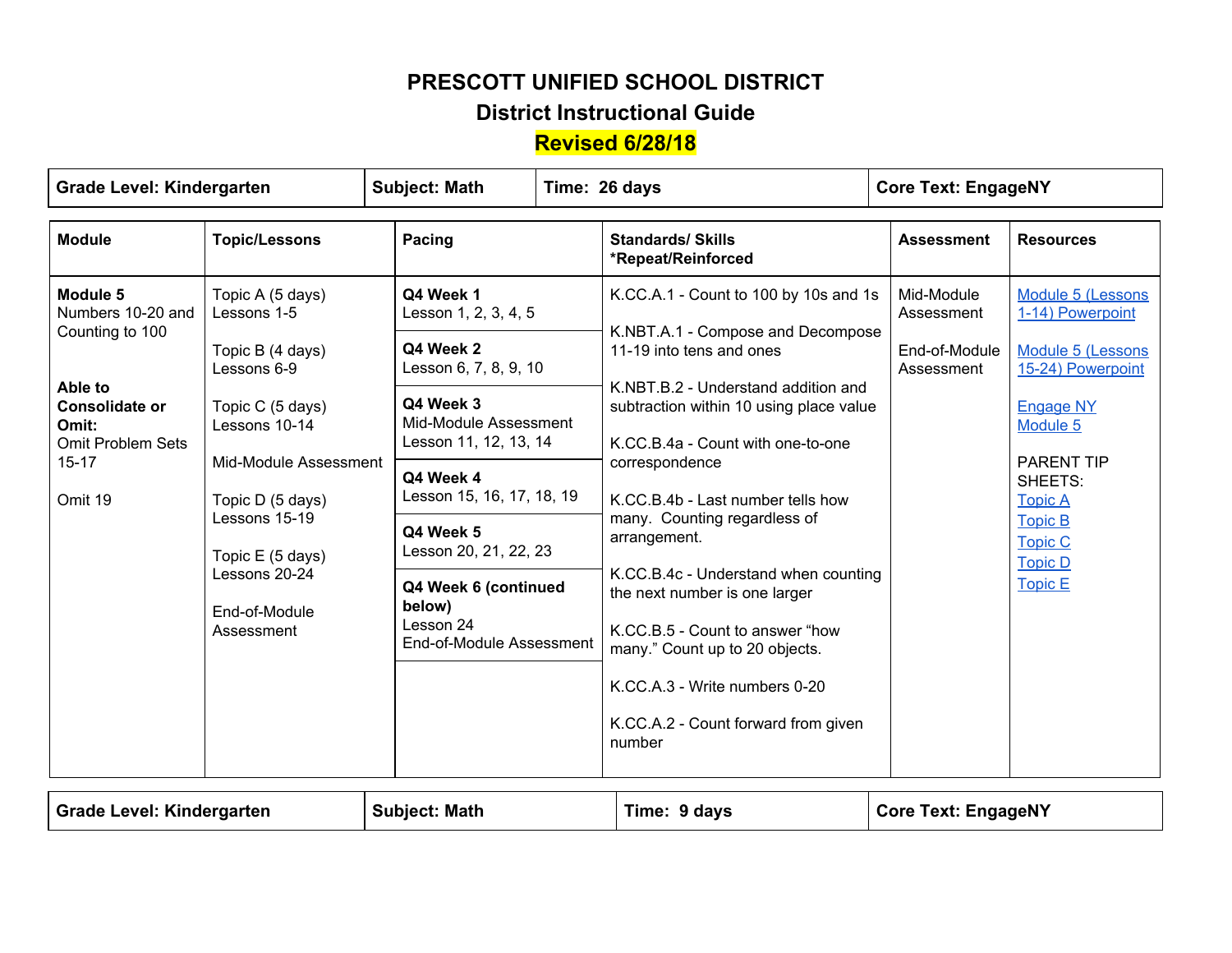# PRESCOTT UNIFIED SCHOOL DISTRICT

## District Instructional Guide

## Revised 6/28/18

| Grade Level: Kindergarten | Subject: Math | Time: 26 days | Core Text: EngageNY |
|---|---|---|---|

| Module | Topic/Lessons | Pacing | Standards/ Skills *Repeat/Reinforced | Assessment | Resources |
|---|---|---|---|---|---|
| **Module 5** Numbers 10-20 and Counting to 100<br><br>**Able to Consolidate or Omit:** Omit Problem Sets 15-17<br><br>Omit 19 | Topic A (5 days) Lessons 1-5<br><br>Topic B (4 days) Lessons 6-9<br><br>Topic C (5 days) Lessons 10-14<br><br>Mid-Module Assessment<br><br>Topic D (5 days) Lessons 15-19<br><br>Topic E (5 days) Lessons 20-24<br><br>End-of-Module Assessment | **Q4 Week 1** Lesson 1, 2, 3, 4, 5<br><br>**Q4 Week 2** Lesson 6, 7, 8, 9, 10<br><br>**Q4 Week 3** Mid-Module Assessment Lesson 11, 12, 13, 14<br><br>**Q4 Week 4** Lesson 15, 16, 17, 18, 19<br><br>**Q4 Week 5** Lesson 20, 21, 22, 23<br><br>**Q4 Week 6 (continued below)** Lesson 24 End-of-Module Assessment | K.CC.A.1 - Count to 100 by 10s and 1s<br><br>K.NBT.A.1 - Compose and Decompose 11-19 into tens and ones<br><br>K.NBT.B.2 - Understand addition and subtraction within 10 using place value<br><br>K.CC.B.4a - Count with one-to-one correspondence<br><br>K.CC.B.4b - Last number tells how many. Counting regardless of arrangement.<br><br>K.CC.B.4c - Understand when counting the next number is one larger<br><br>K.CC.B.5 - Count to answer "how many." Count up to 20 objects.<br><br>K.CC.A.3 - Write numbers 0-20<br><br>K.CC.A.2 - Count forward from given number | Mid-Module Assessment<br><br>End-of-Module Assessment | Module 5 (Lessons 1-14) Powerpoint<br><br>Module 5 (Lessons 15-24) Powerpoint<br><br>Engage NY Module 5<br><br>PARENT TIP SHEETS:<br>Topic A<br>Topic B<br>Topic C<br>Topic D<br>Topic E |

| Grade Level: Kindergarten | Subject: Math | Time: 9 days | Core Text: EngageNY |
|---|---|---|---|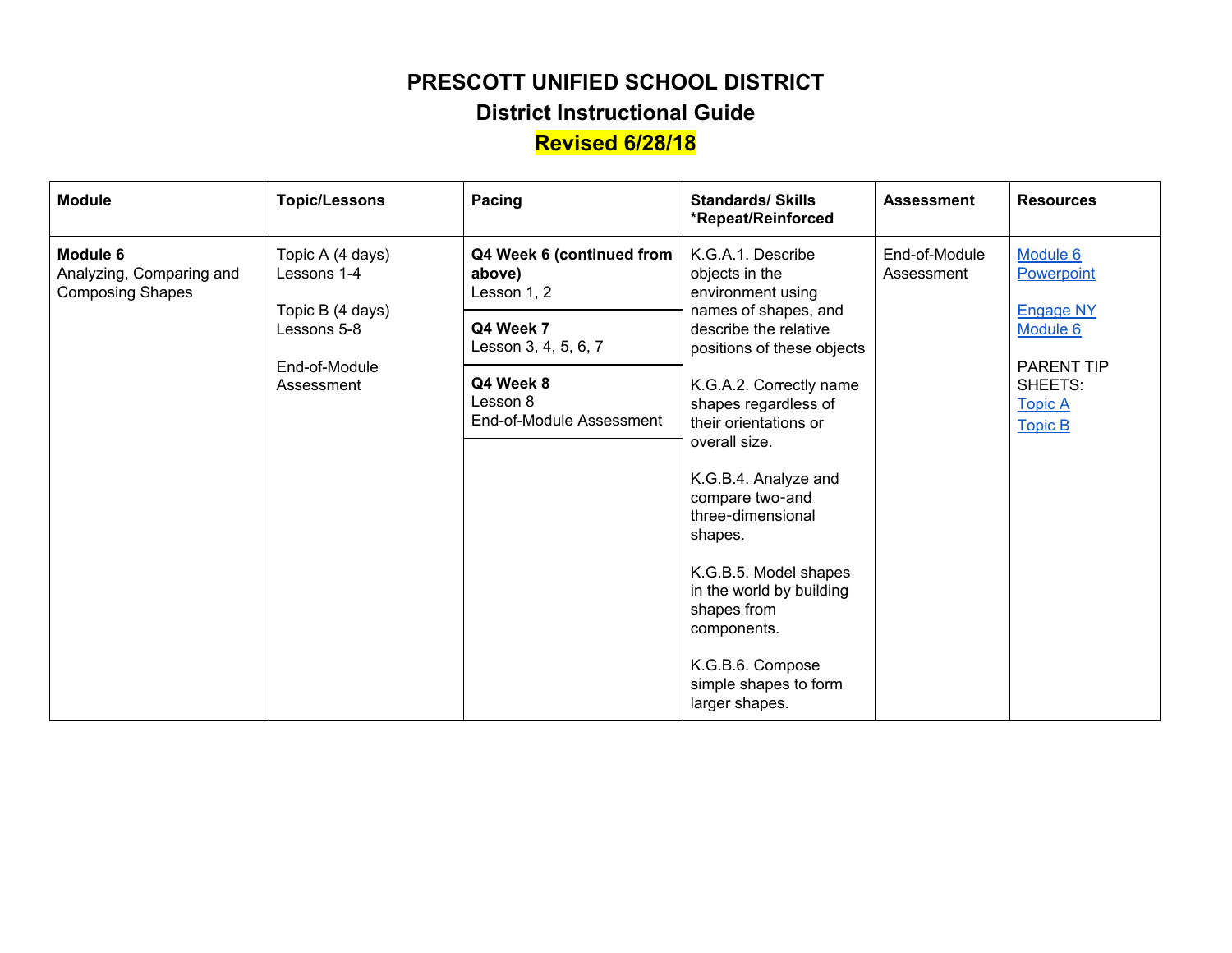# PRESCOTT UNIFIED SCHOOL DISTRICT

## District Instructional Guide

## Revised 6/28/18

| Module | Topic/Lessons | Pacing | Standards/ Skills *Repeat/Reinforced | Assessment | Resources |
|---|---|---|---|---|---|
| **Module 6** Analyzing, Comparing and Composing Shapes | Topic A (4 days) Lessons 1-4<br><br>Topic B (4 days) Lessons 5-8<br><br>End-of-Module Assessment | **Q4 Week 6 (continued from above)** Lesson 1, 2<br><br>**Q4 Week 7** Lesson 3, 4, 5, 6, 7<br><br>**Q4 Week 8** Lesson 8 End-of-Module Assessment | K.G.A.1. Describe objects in the environment using names of shapes, and describe the relative positions of these objects<br><br>K.G.A.2. Correctly name shapes regardless of their orientations or overall size.<br><br>K.G.B.4. Analyze and compare two-and three-dimensional shapes.<br><br>K.G.B.5. Model shapes in the world by building shapes from components.<br><br>K.G.B.6. Compose simple shapes to form larger shapes. | End-of-Module Assessment | Module 6 Powerpoint<br><br>Engage NY Module 6<br><br>PARENT TIP SHEETS: Topic A Topic B |